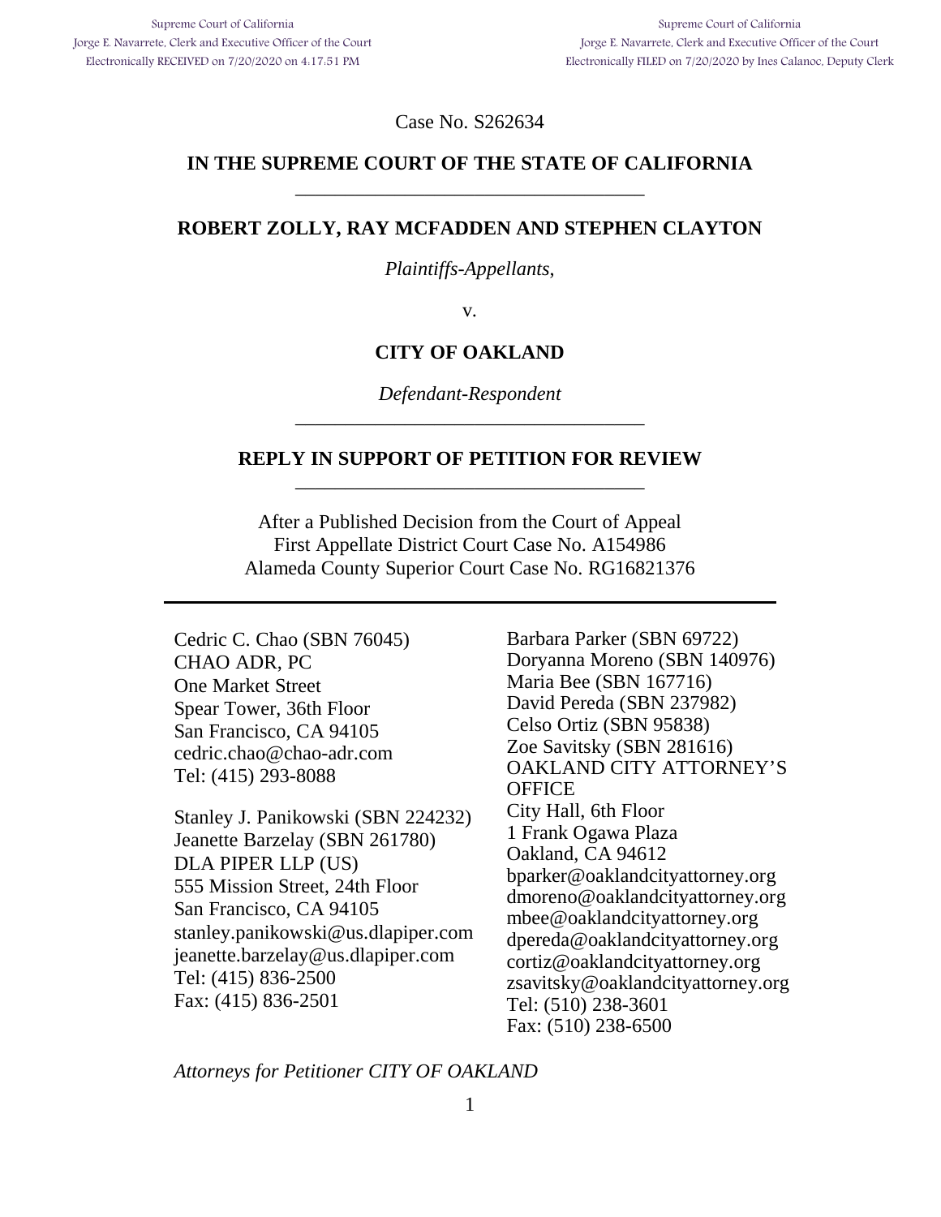Supreme Court of California
Jorge E. Navarrete, Clerk and Executive Officer of the Court
Electronically RECEIVED on 7/20/2020 on 4:17:51 PM

Supreme Court of California
Jorge E. Navarrete, Clerk and Executive Officer of the Court
Electronically FILED on 7/20/2020 by Ines Calanoc, Deputy Clerk

Case No. S262634

**IN THE SUPREME COURT OF THE STATE OF CALIFORNIA**

---

**ROBERT ZOLLY, RAY MCFADDEN AND STEPHEN CLAYTON**

*Plaintiffs-Appellants*,

v.

**CITY OF OAKLAND**

*Defendant-Respondent*

---

**REPLY IN SUPPORT OF PETITION FOR REVIEW**

---

After a Published Decision from the Court of Appeal
First Appellate District Court Case No. A154986
Alameda County Superior Court Case No. RG16821376

---

Cedric C. Chao (SBN 76045)
CHAO ADR, PC
One Market Street
Spear Tower, 36th Floor
San Francisco, CA 94105
cedric.chao@chao-adr.com
Tel: (415) 293-8088

Stanley J. Panikowski (SBN 224232)
Jeanette Barzelay (SBN 261780)
DLA PIPER LLP (US)
555 Mission Street, 24th Floor
San Francisco, CA 94105
stanley.panikowski@us.dlapiper.com
jeanette.barzelay@us.dlapiper.com
Tel: (415) 836-2500
Fax: (415) 836-2501

Barbara Parker (SBN 69722)
Doryanna Moreno (SBN 140976)
Maria Bee (SBN 167716)
David Pereda (SBN 237982)
Celso Ortiz (SBN 95838)
Zoe Savitsky (SBN 281616)
OAKLAND CITY ATTORNEY'S OFFICE
City Hall, 6th Floor
1 Frank Ogawa Plaza
Oakland, CA 94612
bparker@oaklandcityattorney.org
dmoreno@oaklandcityattorney.org
mbee@oaklandcityattorney.org
dpereda@oaklandcityattorney.org
cortiz@oaklandcityattorney.org
zsavitsky@oaklandcityattorney.org
Tel: (510) 238-3601
Fax: (510) 238-6500

*Attorneys for Petitioner CITY OF OAKLAND*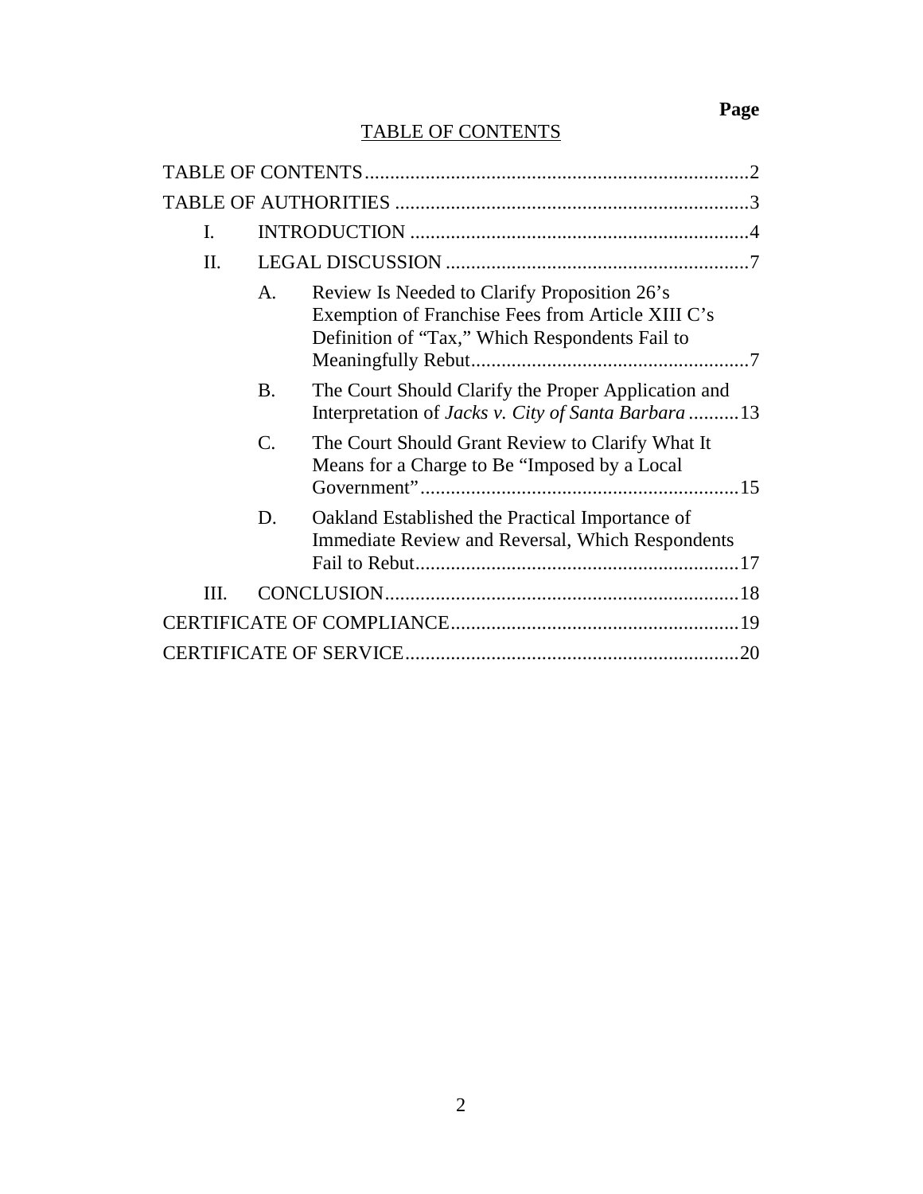**Page**

## TABLE OF CONTENTS

TABLE OF CONTENTS....................................................................2

TABLE OF AUTHORITIES ...............................................................3

I. INTRODUCTION ...........................................................................4

II. LEGAL DISCUSSION ....................................................................7

- A. Review Is Needed to Clarify Proposition 26's Exemption of Franchise Fees from Article XIII C's Definition of "Tax," Which Respondents Fail to Meaningfully Rebut..................................................7
- B. The Court Should Clarify the Proper Application and Interpretation of *Jacks v. City of Santa Barbara* ..........13
- C. The Court Should Grant Review to Clarify What It Means for a Charge to Be "Imposed by a Local Government".............................................................15
- D. Oakland Established the Practical Importance of Immediate Review and Reversal, Which Respondents Fail to Rebut...............................................................17

III. CONCLUSION.............................................................................18

CERTIFICATE OF COMPLIANCE....................................................19

CERTIFICATE OF SERVICE............................................................20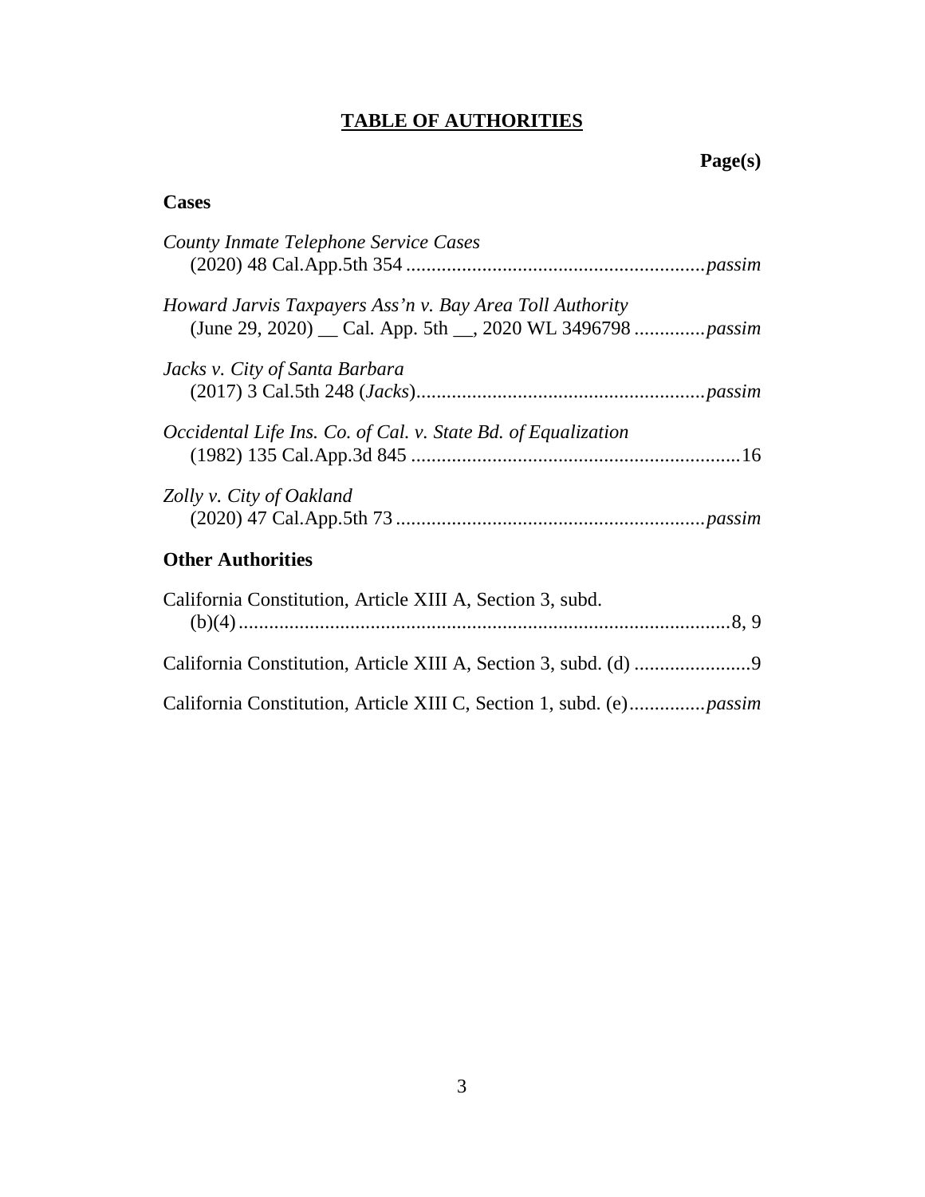# TABLE OF AUTHORITIES

**Page(s)**

## Cases

*County Inmate Telephone Service Cases*
(2020) 48 Cal.App.5th 354 .......................................................... *passim*

*Howard Jarvis Taxpayers Ass'n v. Bay Area Toll Authority*
(June 29, 2020) __ Cal. App. 5th __, 2020 WL 3496798 ............. *passim*

*Jacks v. City of Santa Barbara*
(2017) 3 Cal.5th 248 (*Jacks*)......................................................... *passim*

*Occidental Life Ins. Co. of Cal. v. State Bd. of Equalization*
(1982) 135 Cal.App.3d 845 ................................................................16

*Zolly v. City of Oakland*
(2020) 47 Cal.App.5th 73 ............................................................. *passim*

## Other Authorities

California Constitution, Article XIII A, Section 3, subd.
(b)(4) ................................................................................................8, 9

California Constitution, Article XIII A, Section 3, subd. (d) .......................9

California Constitution, Article XIII C, Section 1, subd. (e)............... *passim*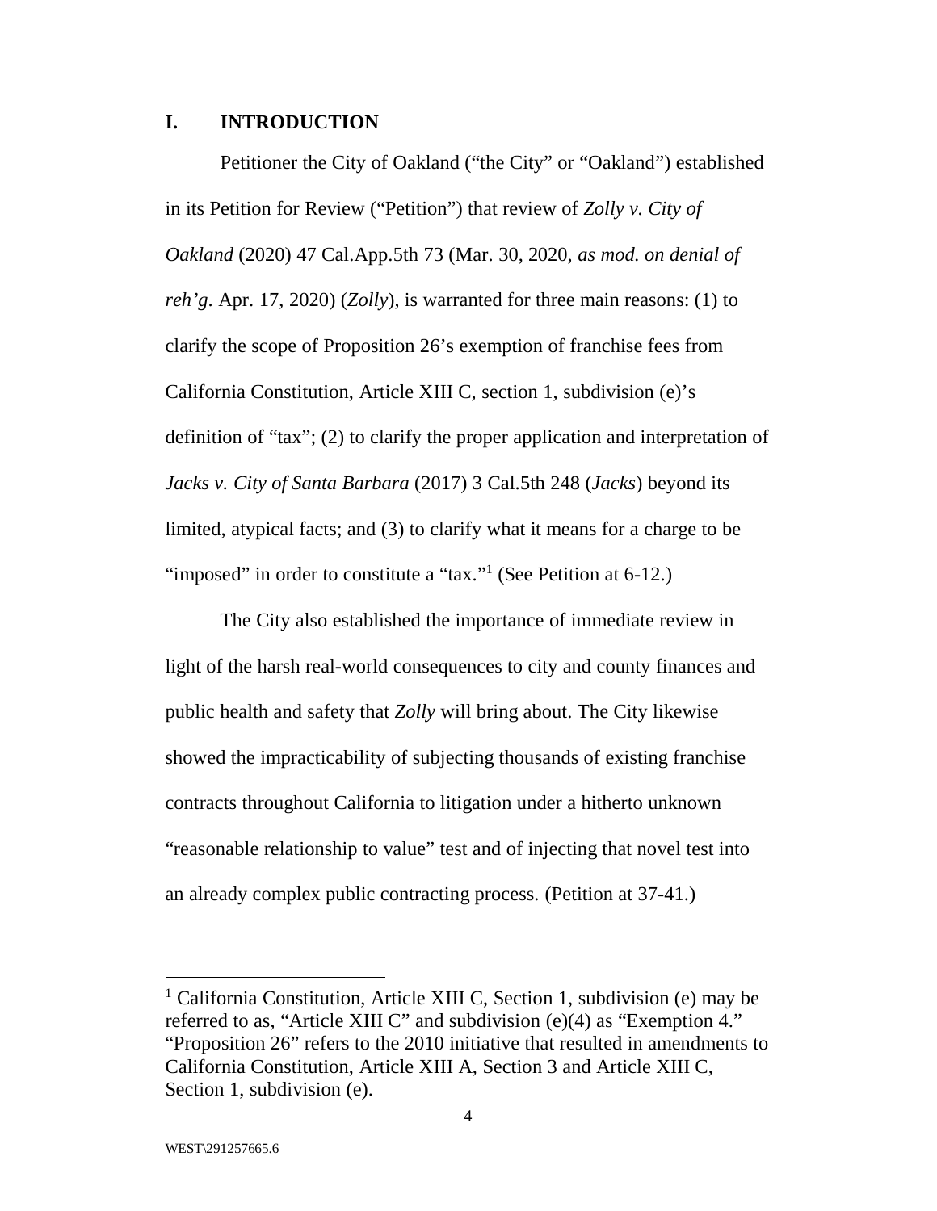## I. INTRODUCTION

Petitioner the City of Oakland ("the City" or "Oakland") established in its Petition for Review ("Petition") that review of *Zolly v. City of Oakland* (2020) 47 Cal.App.5th 73 (Mar. 30, 2020, *as mod. on denial of reh'g*. Apr. 17, 2020) (*Zolly*), is warranted for three main reasons: (1) to clarify the scope of Proposition 26's exemption of franchise fees from California Constitution, Article XIII C, section 1, subdivision (e)'s definition of "tax"; (2) to clarify the proper application and interpretation of *Jacks v. City of Santa Barbara* (2017) 3 Cal.5th 248 (*Jacks*) beyond its limited, atypical facts; and (3) to clarify what it means for a charge to be "imposed" in order to constitute a "tax."[1] (See Petition at 6-12.)

The City also established the importance of immediate review in light of the harsh real-world consequences to city and county finances and public health and safety that *Zolly* will bring about. The City likewise showed the impracticability of subjecting thousands of existing franchise contracts throughout California to litigation under a hitherto unknown "reasonable relationship to value" test and of injecting that novel test into an already complex public contracting process. (Petition at 37-41.)

[1] California Constitution, Article XIII C, Section 1, subdivision (e) may be referred to as, "Article XIII C" and subdivision (e)(4) as "Exemption 4." "Proposition 26" refers to the 2010 initiative that resulted in amendments to California Constitution, Article XIII A, Section 3 and Article XIII C, Section 1, subdivision (e).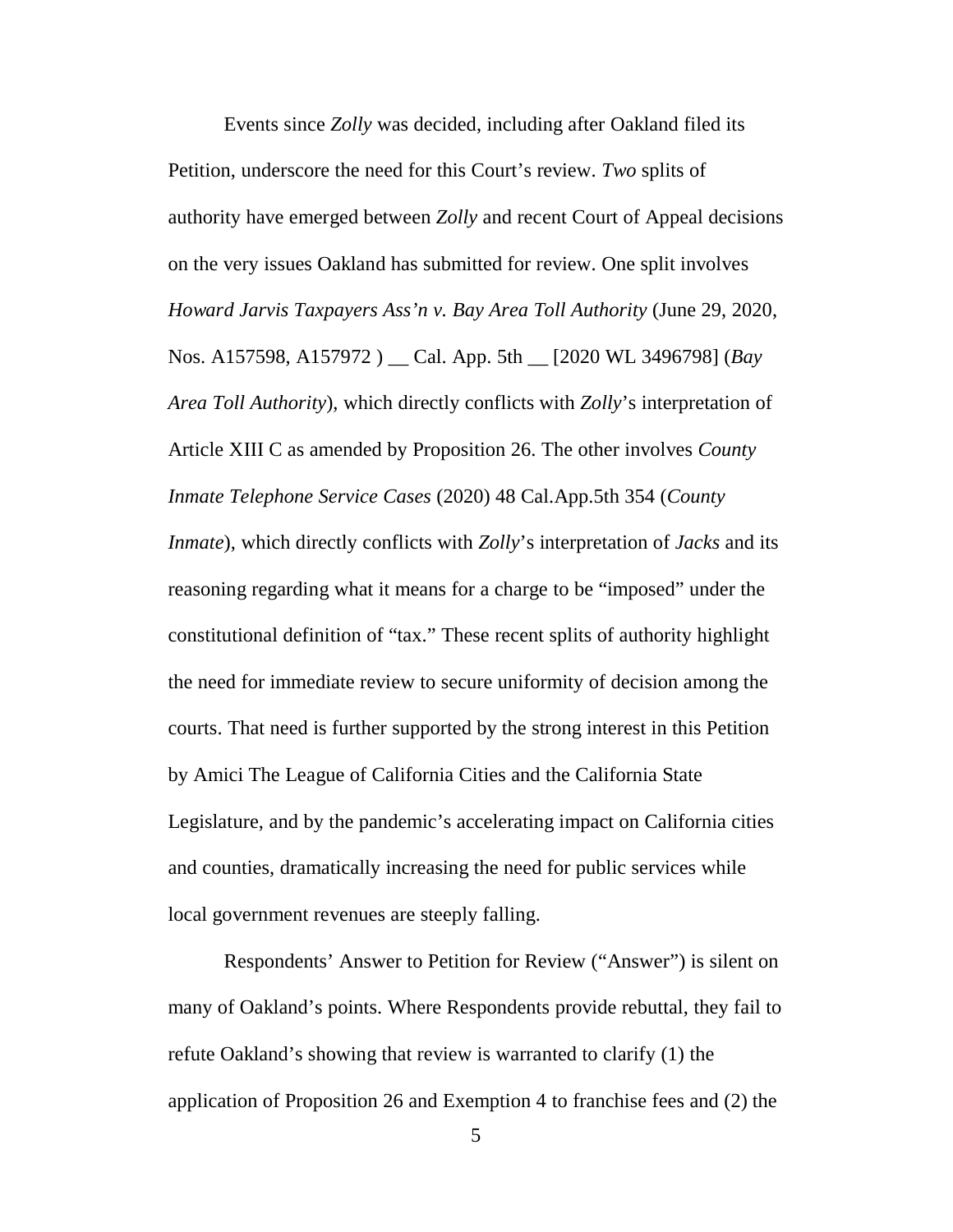Events since *Zolly* was decided, including after Oakland filed its Petition, underscore the need for this Court's review. *Two* splits of authority have emerged between *Zolly* and recent Court of Appeal decisions on the very issues Oakland has submitted for review. One split involves *Howard Jarvis Taxpayers Ass'n v. Bay Area Toll Authority* (June 29, 2020, Nos. A157598, A157972 ) __ Cal. App. 5th __ [2020 WL 3496798] (*Bay Area Toll Authority*), which directly conflicts with *Zolly*'s interpretation of Article XIII C as amended by Proposition 26. The other involves *County Inmate Telephone Service Cases* (2020) 48 Cal.App.5th 354 (*County Inmate*), which directly conflicts with *Zolly*'s interpretation of *Jacks* and its reasoning regarding what it means for a charge to be "imposed" under the constitutional definition of "tax." These recent splits of authority highlight the need for immediate review to secure uniformity of decision among the courts. That need is further supported by the strong interest in this Petition by Amici The League of California Cities and the California State Legislature, and by the pandemic's accelerating impact on California cities and counties, dramatically increasing the need for public services while local government revenues are steeply falling.

Respondents' Answer to Petition for Review ("Answer") is silent on many of Oakland's points. Where Respondents provide rebuttal, they fail to refute Oakland's showing that review is warranted to clarify (1) the application of Proposition 26 and Exemption 4 to franchise fees and (2) the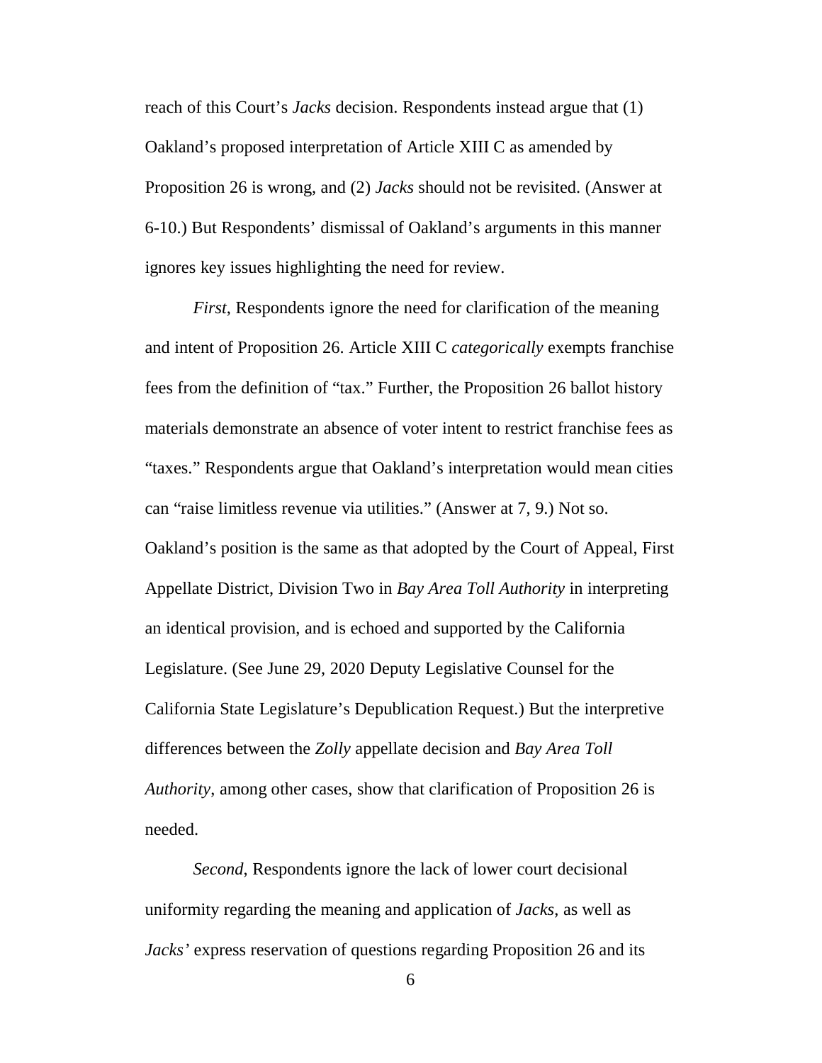reach of this Court's *Jacks* decision. Respondents instead argue that (1) Oakland's proposed interpretation of Article XIII C as amended by Proposition 26 is wrong, and (2) *Jacks* should not be revisited. (Answer at 6-10.) But Respondents' dismissal of Oakland's arguments in this manner ignores key issues highlighting the need for review.

*First*, Respondents ignore the need for clarification of the meaning and intent of Proposition 26. Article XIII C *categorically* exempts franchise fees from the definition of "tax." Further, the Proposition 26 ballot history materials demonstrate an absence of voter intent to restrict franchise fees as "taxes." Respondents argue that Oakland's interpretation would mean cities can "raise limitless revenue via utilities." (Answer at 7, 9.) Not so. Oakland's position is the same as that adopted by the Court of Appeal, First Appellate District, Division Two in *Bay Area Toll Authority* in interpreting an identical provision, and is echoed and supported by the California Legislature. (See June 29, 2020 Deputy Legislative Counsel for the California State Legislature's Depublication Request.) But the interpretive differences between the *Zolly* appellate decision and *Bay Area Toll Authority*, among other cases, show that clarification of Proposition 26 is needed.

*Second*, Respondents ignore the lack of lower court decisional uniformity regarding the meaning and application of *Jacks*, as well as *Jacks'* express reservation of questions regarding Proposition 26 and its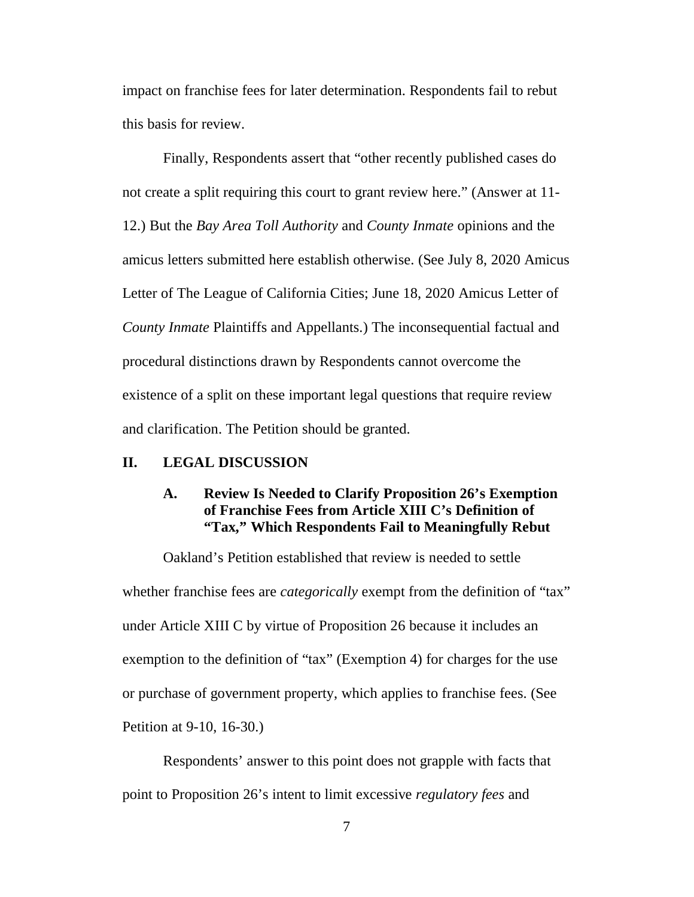impact on franchise fees for later determination. Respondents fail to rebut this basis for review.

Finally, Respondents assert that "other recently published cases do not create a split requiring this court to grant review here." (Answer at 11-12.) But the *Bay Area Toll Authority* and *County Inmate* opinions and the amicus letters submitted here establish otherwise. (See July 8, 2020 Amicus Letter of The League of California Cities; June 18, 2020 Amicus Letter of *County Inmate* Plaintiffs and Appellants.) The inconsequential factual and procedural distinctions drawn by Respondents cannot overcome the existence of a split on these important legal questions that require review and clarification. The Petition should be granted.

## II. LEGAL DISCUSSION

### A. Review Is Needed to Clarify Proposition 26's Exemption of Franchise Fees from Article XIII C's Definition of "Tax," Which Respondents Fail to Meaningfully Rebut

Oakland's Petition established that review is needed to settle whether franchise fees are *categorically* exempt from the definition of "tax" under Article XIII C by virtue of Proposition 26 because it includes an exemption to the definition of "tax" (Exemption 4) for charges for the use or purchase of government property, which applies to franchise fees. (See Petition at 9-10, 16-30.)

Respondents' answer to this point does not grapple with facts that point to Proposition 26's intent to limit excessive *regulatory fees* and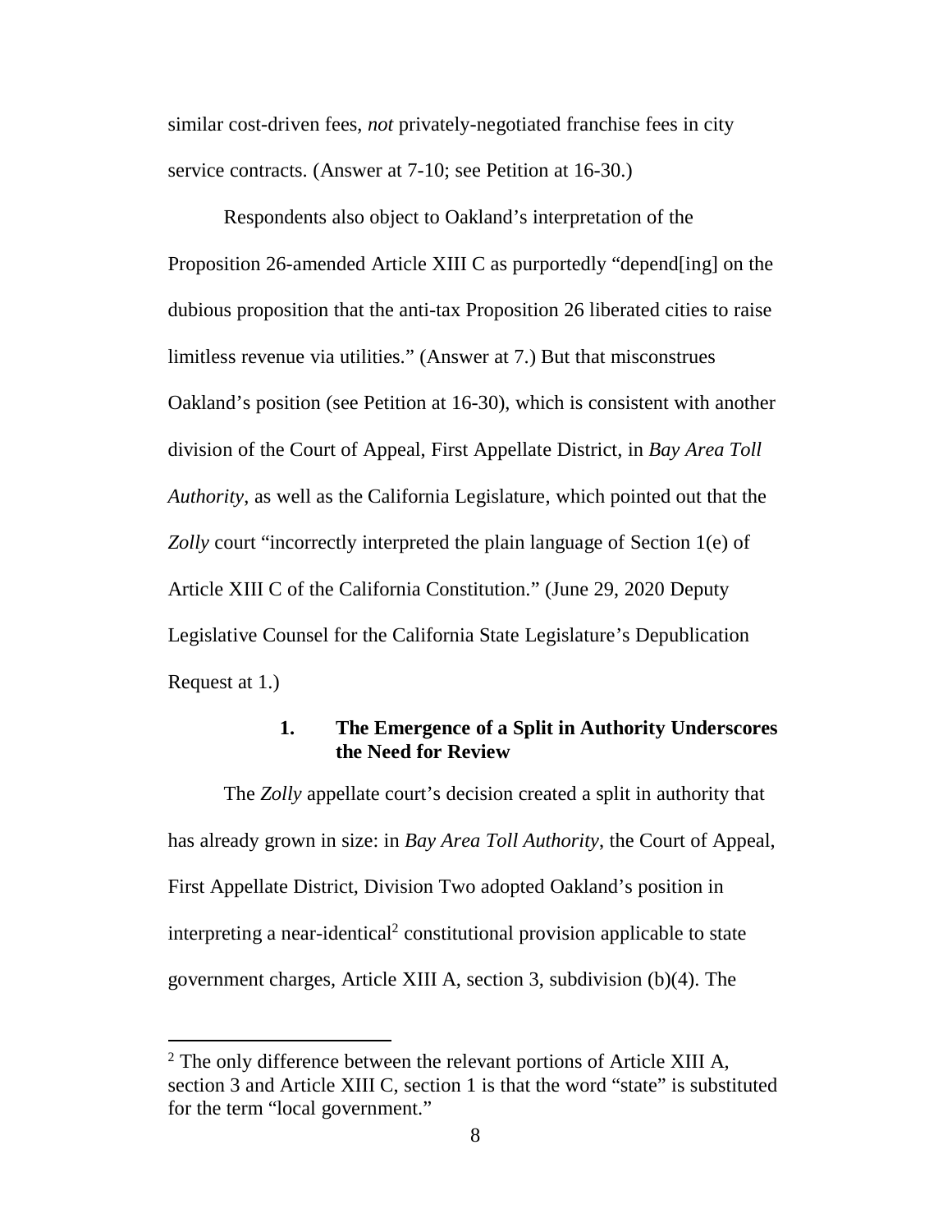similar cost-driven fees, *not* privately-negotiated franchise fees in city service contracts. (Answer at 7-10; see Petition at 16-30.)

Respondents also object to Oakland's interpretation of the Proposition 26-amended Article XIII C as purportedly "depend[ing] on the dubious proposition that the anti-tax Proposition 26 liberated cities to raise limitless revenue via utilities." (Answer at 7.) But that misconstrues Oakland's position (see Petition at 16-30), which is consistent with another division of the Court of Appeal, First Appellate District, in *Bay Area Toll Authority*, as well as the California Legislature, which pointed out that the *Zolly* court "incorrectly interpreted the plain language of Section 1(e) of Article XIII C of the California Constitution." (June 29, 2020 Deputy Legislative Counsel for the California State Legislature's Depublication Request at 1.)

### 1. The Emergence of a Split in Authority Underscores the Need for Review

The *Zolly* appellate court's decision created a split in authority that has already grown in size: in *Bay Area Toll Authority*, the Court of Appeal, First Appellate District, Division Two adopted Oakland's position in interpreting a near-identical[2] constitutional provision applicable to state government charges, Article XIII A, section 3, subdivision (b)(4). The

[2] The only difference between the relevant portions of Article XIII A, section 3 and Article XIII C, section 1 is that the word "state" is substituted for the term "local government."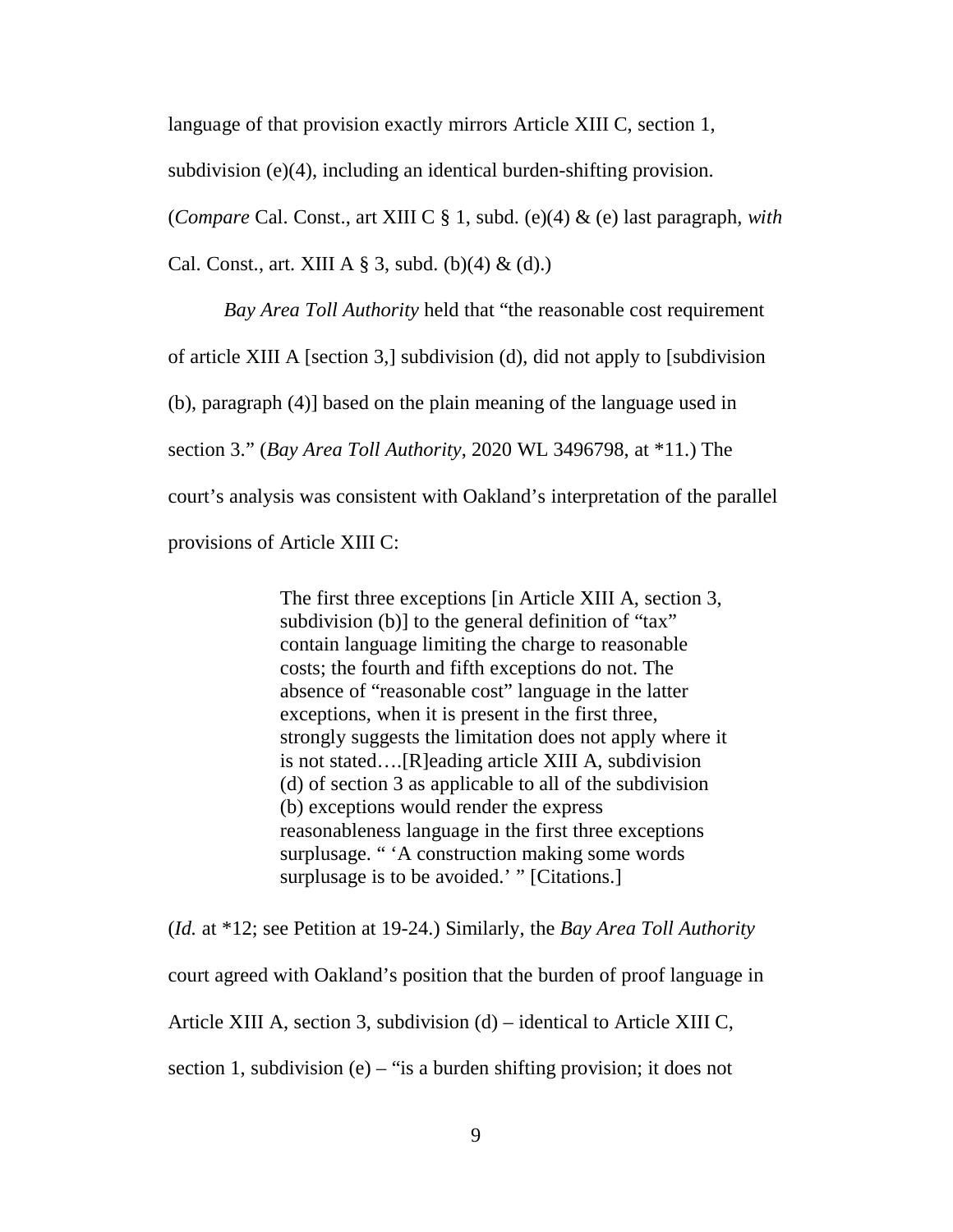language of that provision exactly mirrors Article XIII C, section 1, subdivision (e)(4), including an identical burden-shifting provision. (*Compare* Cal. Const., art XIII C § 1, subd. (e)(4) & (e) last paragraph, *with* Cal. Const., art. XIII A § 3, subd. (b)(4) & (d).)

*Bay Area Toll Authority* held that "the reasonable cost requirement of article XIII A [section 3,] subdivision (d), did not apply to [subdivision (b), paragraph (4)] based on the plain meaning of the language used in section 3." (*Bay Area Toll Authority*, 2020 WL 3496798, at *11.) The court's analysis was consistent with Oakland's interpretation of the parallel provisions of Article XIII C:

> The first three exceptions [in Article XIII A, section 3, subdivision (b)] to the general definition of "tax" contain language limiting the charge to reasonable costs; the fourth and fifth exceptions do not. The absence of "reasonable cost" language in the latter exceptions, when it is present in the first three, strongly suggests the limitation does not apply where it is not stated….[R]eading article XIII A, subdivision (d) of section 3 as applicable to all of the subdivision (b) exceptions would render the express reasonableness language in the first three exceptions surplusage. " 'A construction making some words surplusage is to be avoided.' " [Citations.]

(*Id.* at *12; see Petition at 19-24.) Similarly, the *Bay Area Toll Authority* court agreed with Oakland's position that the burden of proof language in Article XIII A, section 3, subdivision (d) – identical to Article XIII C, section 1, subdivision (e) – "is a burden shifting provision; it does not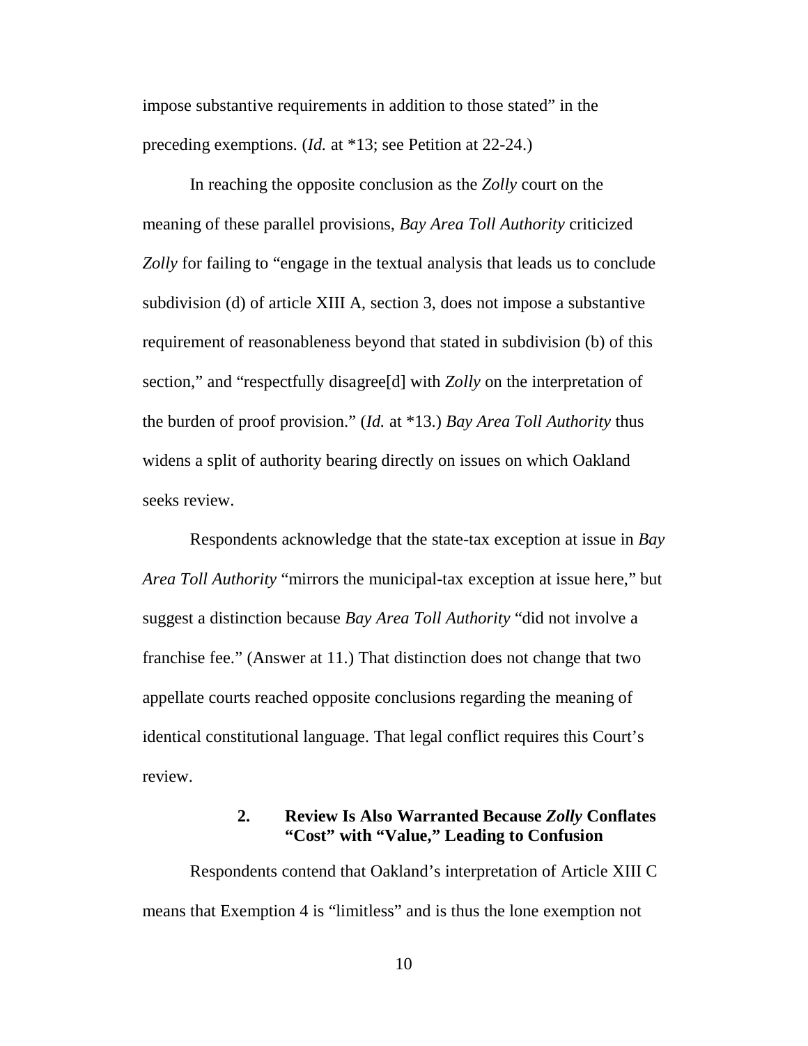impose substantive requirements in addition to those stated" in the preceding exemptions. (*Id.* at *13; see Petition at 22-24.)

In reaching the opposite conclusion as the *Zolly* court on the meaning of these parallel provisions, *Bay Area Toll Authority* criticized *Zolly* for failing to "engage in the textual analysis that leads us to conclude subdivision (d) of article XIII A, section 3, does not impose a substantive requirement of reasonableness beyond that stated in subdivision (b) of this section," and "respectfully disagree[d] with *Zolly* on the interpretation of the burden of proof provision." (*Id.* at *13.) *Bay Area Toll Authority* thus widens a split of authority bearing directly on issues on which Oakland seeks review.

Respondents acknowledge that the state-tax exception at issue in *Bay Area Toll Authority* "mirrors the municipal-tax exception at issue here," but suggest a distinction because *Bay Area Toll Authority* "did not involve a franchise fee." (Answer at 11.) That distinction does not change that two appellate courts reached opposite conclusions regarding the meaning of identical constitutional language. That legal conflict requires this Court's review.

#### 2. Review Is Also Warranted Because *Zolly* Conflates "Cost" with "Value," Leading to Confusion

Respondents contend that Oakland's interpretation of Article XIII C means that Exemption 4 is "limitless" and is thus the lone exemption not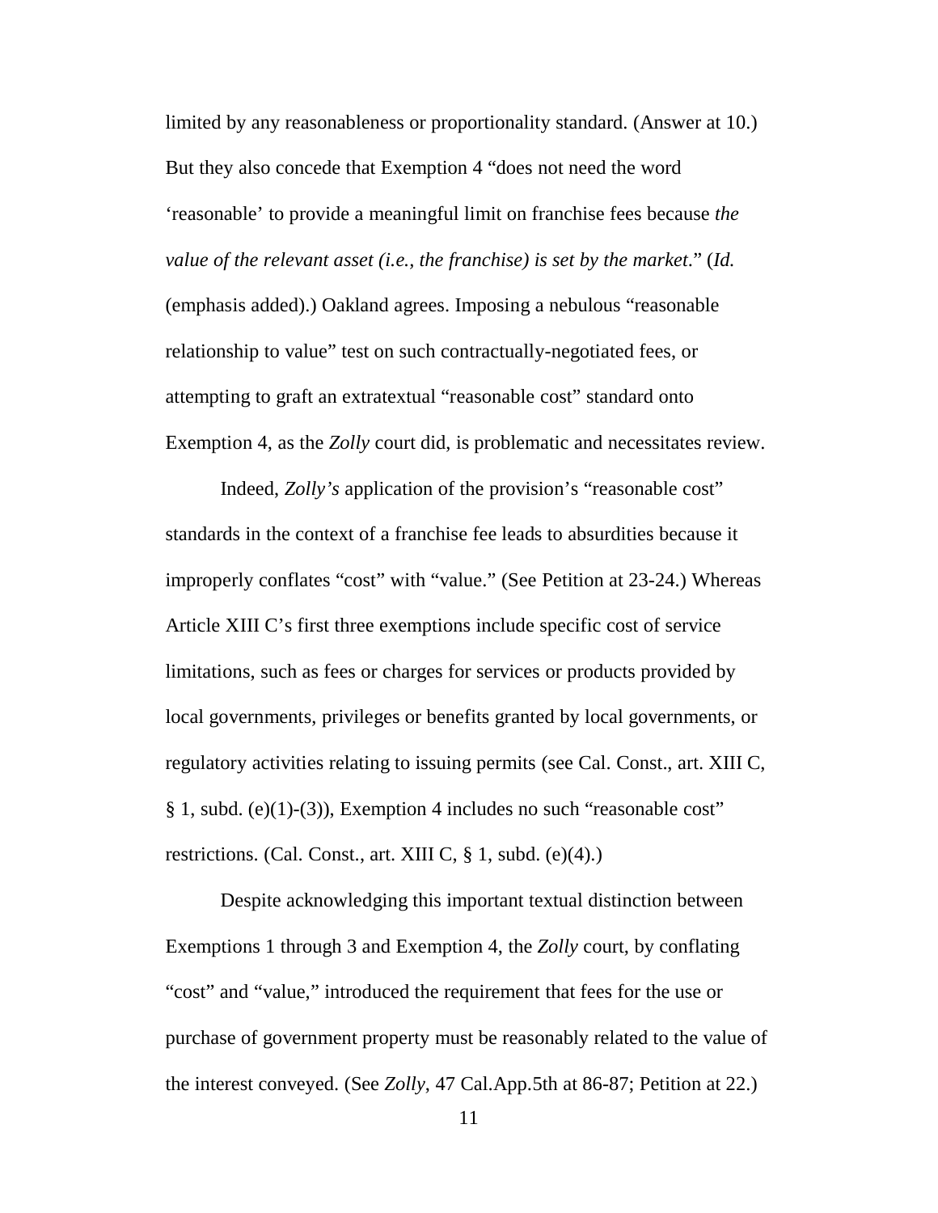limited by any reasonableness or proportionality standard. (Answer at 10.) But they also concede that Exemption 4 "does not need the word 'reasonable' to provide a meaningful limit on franchise fees because *the value of the relevant asset (i.e., the franchise) is set by the market*." (*Id.* (emphasis added).) Oakland agrees. Imposing a nebulous "reasonable relationship to value" test on such contractually-negotiated fees, or attempting to graft an extratextual "reasonable cost" standard onto Exemption 4, as the *Zolly* court did, is problematic and necessitates review.

Indeed, *Zolly's* application of the provision's "reasonable cost" standards in the context of a franchise fee leads to absurdities because it improperly conflates "cost" with "value." (See Petition at 23-24.) Whereas Article XIII C's first three exemptions include specific cost of service limitations, such as fees or charges for services or products provided by local governments, privileges or benefits granted by local governments, or regulatory activities relating to issuing permits (see Cal. Const., art. XIII C, § 1, subd. (e)(1)-(3)), Exemption 4 includes no such "reasonable cost" restrictions. (Cal. Const., art. XIII C, § 1, subd. (e)(4).)

Despite acknowledging this important textual distinction between Exemptions 1 through 3 and Exemption 4, the *Zolly* court, by conflating "cost" and "value," introduced the requirement that fees for the use or purchase of government property must be reasonably related to the value of the interest conveyed. (See *Zolly*, 47 Cal.App.5th at 86-87; Petition at 22.)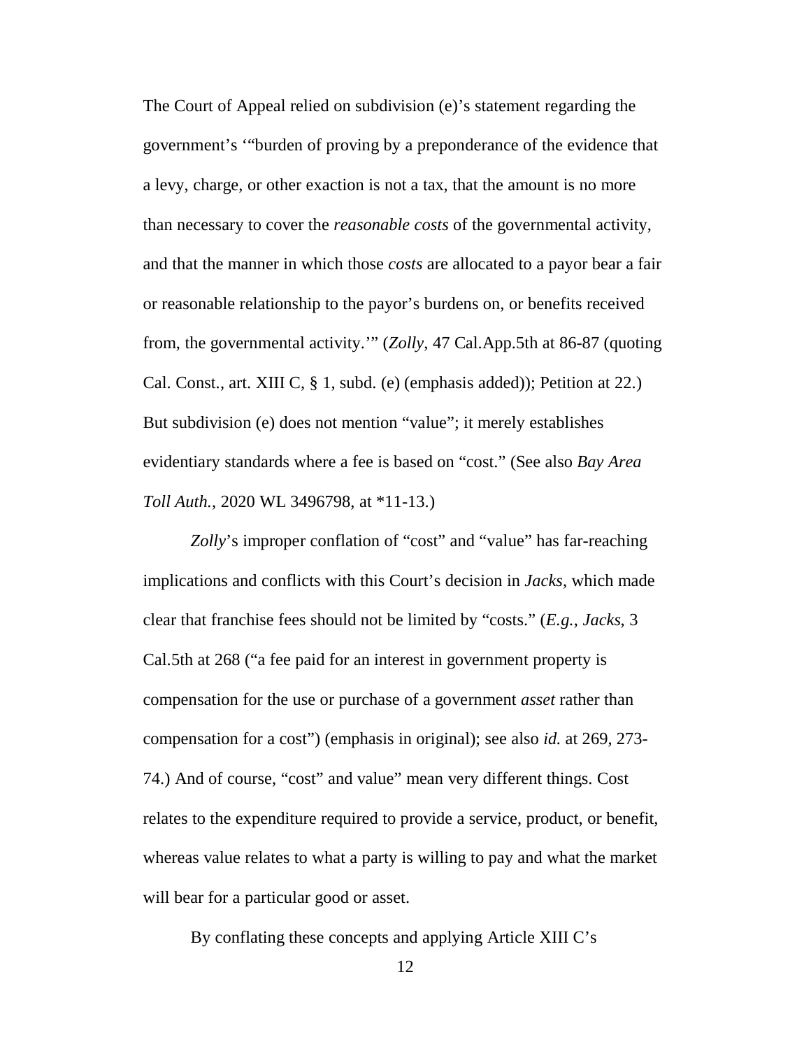The Court of Appeal relied on subdivision (e)'s statement regarding the government's '"burden of proving by a preponderance of the evidence that a levy, charge, or other exaction is not a tax, that the amount is no more than necessary to cover the *reasonable costs* of the governmental activity, and that the manner in which those *costs* are allocated to a payor bear a fair or reasonable relationship to the payor's burdens on, or benefits received from, the governmental activity.'" (*Zolly*, 47 Cal.App.5th at 86-87 (quoting Cal. Const., art. XIII C, § 1, subd. (e) (emphasis added)); Petition at 22.) But subdivision (e) does not mention "value"; it merely establishes evidentiary standards where a fee is based on "cost." (See also *Bay Area Toll Auth.*, 2020 WL 3496798, at *11-13.)

*Zolly*'s improper conflation of "cost" and "value" has far-reaching implications and conflicts with this Court's decision in *Jacks*, which made clear that franchise fees should not be limited by "costs." (*E.g.*, *Jacks*, 3 Cal.5th at 268 ("a fee paid for an interest in government property is compensation for the use or purchase of a government *asset* rather than compensation for a cost") (emphasis in original); see also *id.* at 269, 273-74.) And of course, "cost" and value" mean very different things. Cost relates to the expenditure required to provide a service, product, or benefit, whereas value relates to what a party is willing to pay and what the market will bear for a particular good or asset.

By conflating these concepts and applying Article XIII C's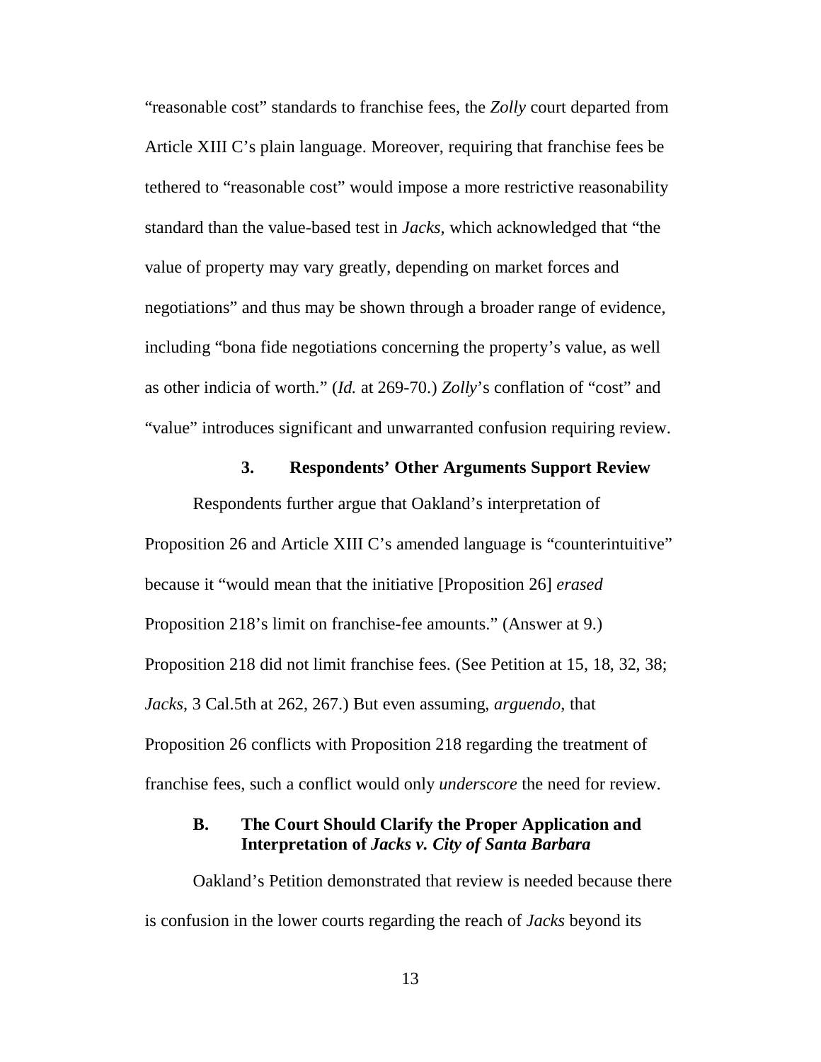"reasonable cost" standards to franchise fees, the *Zolly* court departed from Article XIII C's plain language. Moreover, requiring that franchise fees be tethered to "reasonable cost" would impose a more restrictive reasonability standard than the value-based test in *Jacks*, which acknowledged that "the value of property may vary greatly, depending on market forces and negotiations" and thus may be shown through a broader range of evidence, including "bona fide negotiations concerning the property's value, as well as other indicia of worth." (*Id.* at 269-70.) *Zolly*'s conflation of "cost" and "value" introduces significant and unwarranted confusion requiring review.

### 3. Respondents' Other Arguments Support Review

Respondents further argue that Oakland's interpretation of Proposition 26 and Article XIII C's amended language is "counterintuitive" because it "would mean that the initiative [Proposition 26] *erased* Proposition 218's limit on franchise-fee amounts." (Answer at 9.) Proposition 218 did not limit franchise fees. (See Petition at 15, 18, 32, 38; *Jacks*, 3 Cal.5th at 262, 267.) But even assuming, *arguendo*, that Proposition 26 conflicts with Proposition 218 regarding the treatment of franchise fees, such a conflict would only *underscore* the need for review.

## B. The Court Should Clarify the Proper Application and Interpretation of *Jacks v. City of Santa Barbara*

Oakland's Petition demonstrated that review is needed because there is confusion in the lower courts regarding the reach of *Jacks* beyond its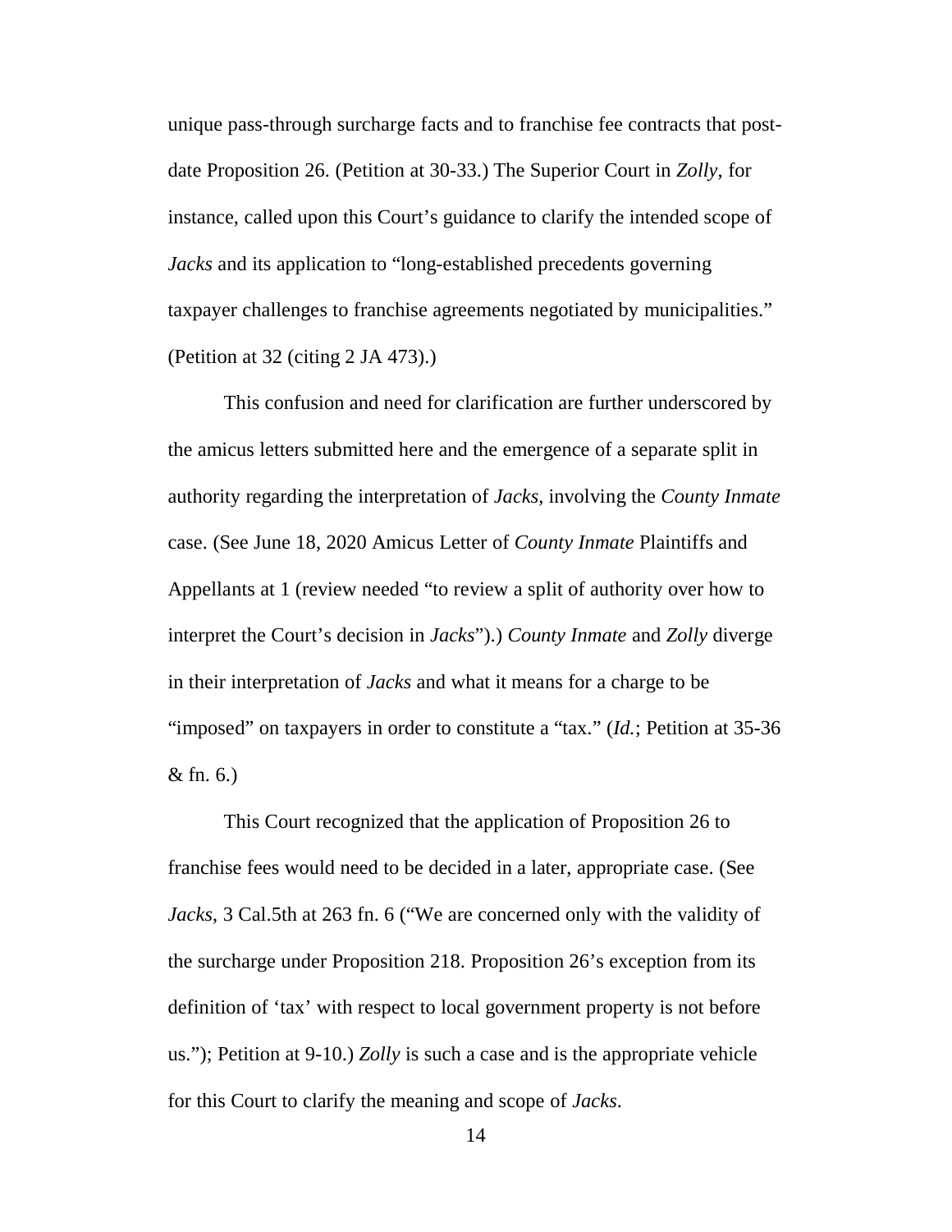unique pass-through surcharge facts and to franchise fee contracts that post-date Proposition 26. (Petition at 30-33.) The Superior Court in *Zolly*, for instance, called upon this Court's guidance to clarify the intended scope of *Jacks* and its application to "long-established precedents governing taxpayer challenges to franchise agreements negotiated by municipalities." (Petition at 32 (citing 2 JA 473).)

This confusion and need for clarification are further underscored by the amicus letters submitted here and the emergence of a separate split in authority regarding the interpretation of *Jacks*, involving the *County Inmate* case. (See June 18, 2020 Amicus Letter of *County Inmate* Plaintiffs and Appellants at 1 (review needed "to review a split of authority over how to interpret the Court's decision in *Jacks*").) *County Inmate* and *Zolly* diverge in their interpretation of *Jacks* and what it means for a charge to be "imposed" on taxpayers in order to constitute a "tax." (*Id.*; Petition at 35-36 & fn. 6.)

This Court recognized that the application of Proposition 26 to franchise fees would need to be decided in a later, appropriate case. (See *Jacks*, 3 Cal.5th at 263 fn. 6 ("We are concerned only with the validity of the surcharge under Proposition 218. Proposition 26's exception from its definition of 'tax' with respect to local government property is not before us."); Petition at 9-10.) *Zolly* is such a case and is the appropriate vehicle for this Court to clarify the meaning and scope of *Jacks*.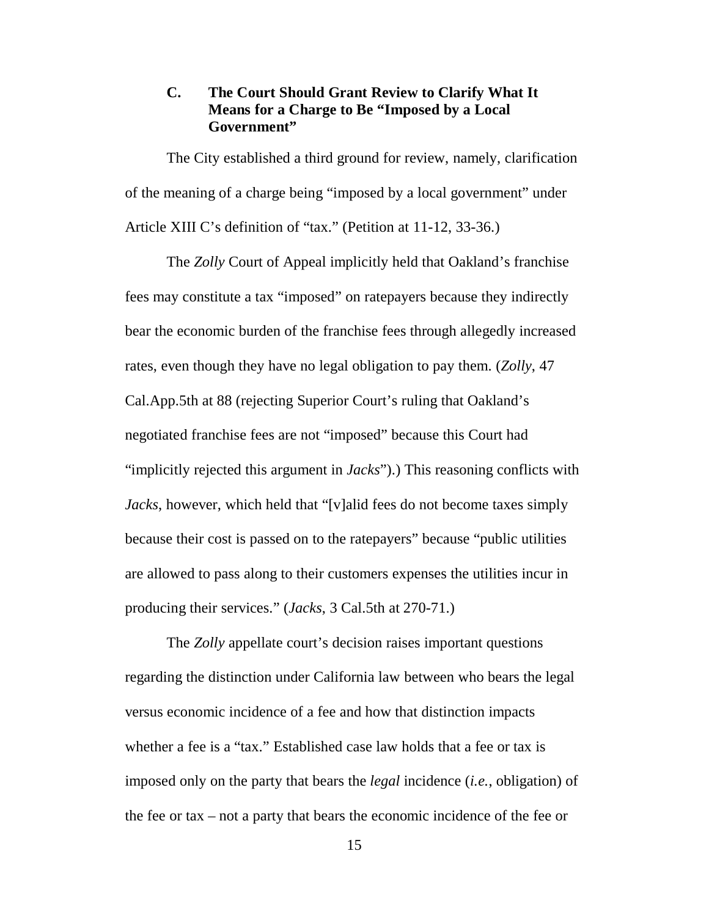### C. The Court Should Grant Review to Clarify What It Means for a Charge to Be "Imposed by a Local Government"

The City established a third ground for review, namely, clarification of the meaning of a charge being "imposed by a local government" under Article XIII C's definition of "tax." (Petition at 11-12, 33-36.)

The *Zolly* Court of Appeal implicitly held that Oakland's franchise fees may constitute a tax "imposed" on ratepayers because they indirectly bear the economic burden of the franchise fees through allegedly increased rates, even though they have no legal obligation to pay them. (*Zolly*, 47 Cal.App.5th at 88 (rejecting Superior Court's ruling that Oakland's negotiated franchise fees are not "imposed" because this Court had "implicitly rejected this argument in *Jacks*").) This reasoning conflicts with *Jacks*, however, which held that "[v]alid fees do not become taxes simply because their cost is passed on to the ratepayers" because "public utilities are allowed to pass along to their customers expenses the utilities incur in producing their services." (*Jacks*, 3 Cal.5th at 270-71.)

The *Zolly* appellate court's decision raises important questions regarding the distinction under California law between who bears the legal versus economic incidence of a fee and how that distinction impacts whether a fee is a "tax." Established case law holds that a fee or tax is imposed only on the party that bears the *legal* incidence (*i.e.*, obligation) of the fee or tax – not a party that bears the economic incidence of the fee or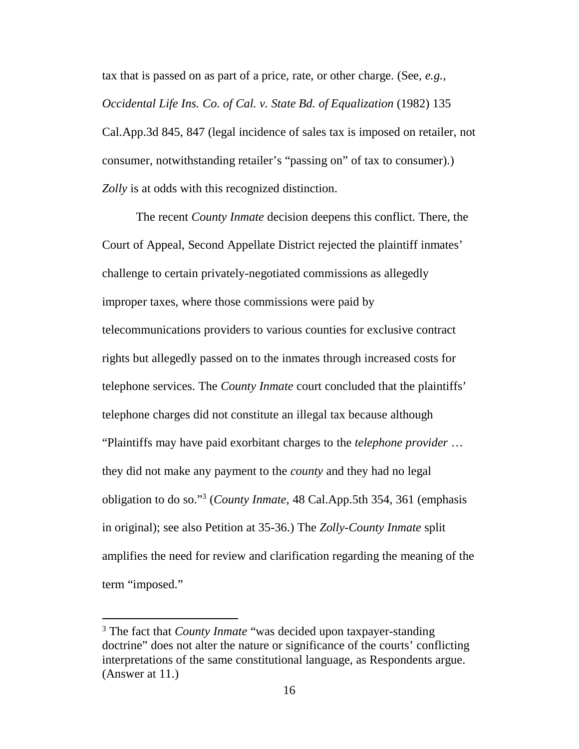tax that is passed on as part of a price, rate, or other charge. (See, *e.g.*, *Occidental Life Ins. Co. of Cal. v. State Bd. of Equalization* (1982) 135 Cal.App.3d 845, 847 (legal incidence of sales tax is imposed on retailer, not consumer, notwithstanding retailer's "passing on" of tax to consumer).) *Zolly* is at odds with this recognized distinction.

The recent *County Inmate* decision deepens this conflict. There, the Court of Appeal, Second Appellate District rejected the plaintiff inmates' challenge to certain privately-negotiated commissions as allegedly improper taxes, where those commissions were paid by telecommunications providers to various counties for exclusive contract rights but allegedly passed on to the inmates through increased costs for telephone services. The *County Inmate* court concluded that the plaintiffs' telephone charges did not constitute an illegal tax because although "Plaintiffs may have paid exorbitant charges to the *telephone provider* … they did not make any payment to the *county* and they had no legal obligation to do so."[3] (*County Inmate*, 48 Cal.App.5th 354, 361 (emphasis in original); see also Petition at 35-36.) The *Zolly*-*County Inmate* split amplifies the need for review and clarification regarding the meaning of the term "imposed."

[3] The fact that *County Inmate* "was decided upon taxpayer-standing doctrine" does not alter the nature or significance of the courts' conflicting interpretations of the same constitutional language, as Respondents argue. (Answer at 11.)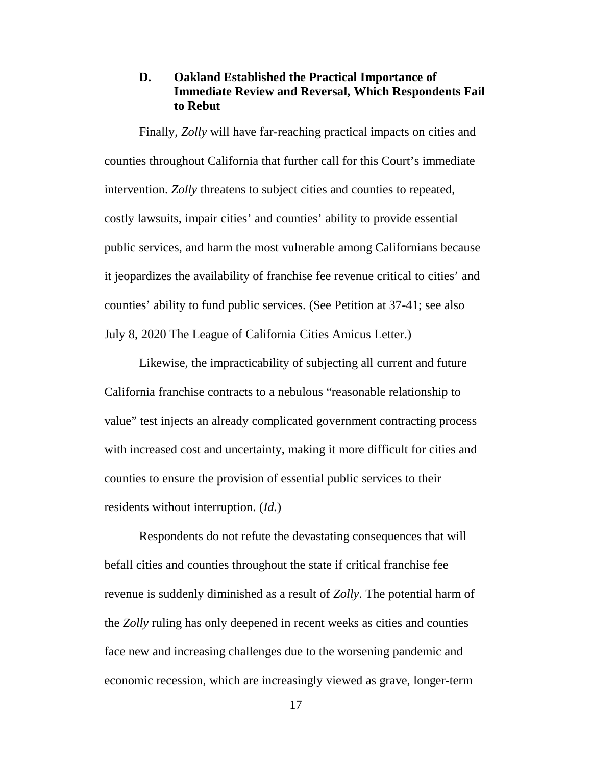### D. Oakland Established the Practical Importance of Immediate Review and Reversal, Which Respondents Fail to Rebut

Finally, *Zolly* will have far-reaching practical impacts on cities and counties throughout California that further call for this Court's immediate intervention. *Zolly* threatens to subject cities and counties to repeated, costly lawsuits, impair cities' and counties' ability to provide essential public services, and harm the most vulnerable among Californians because it jeopardizes the availability of franchise fee revenue critical to cities' and counties' ability to fund public services. (See Petition at 37-41; see also July 8, 2020 The League of California Cities Amicus Letter.)

Likewise, the impracticability of subjecting all current and future California franchise contracts to a nebulous "reasonable relationship to value" test injects an already complicated government contracting process with increased cost and uncertainty, making it more difficult for cities and counties to ensure the provision of essential public services to their residents without interruption. (*Id.*)

Respondents do not refute the devastating consequences that will befall cities and counties throughout the state if critical franchise fee revenue is suddenly diminished as a result of *Zolly*. The potential harm of the *Zolly* ruling has only deepened in recent weeks as cities and counties face new and increasing challenges due to the worsening pandemic and economic recession, which are increasingly viewed as grave, longer-term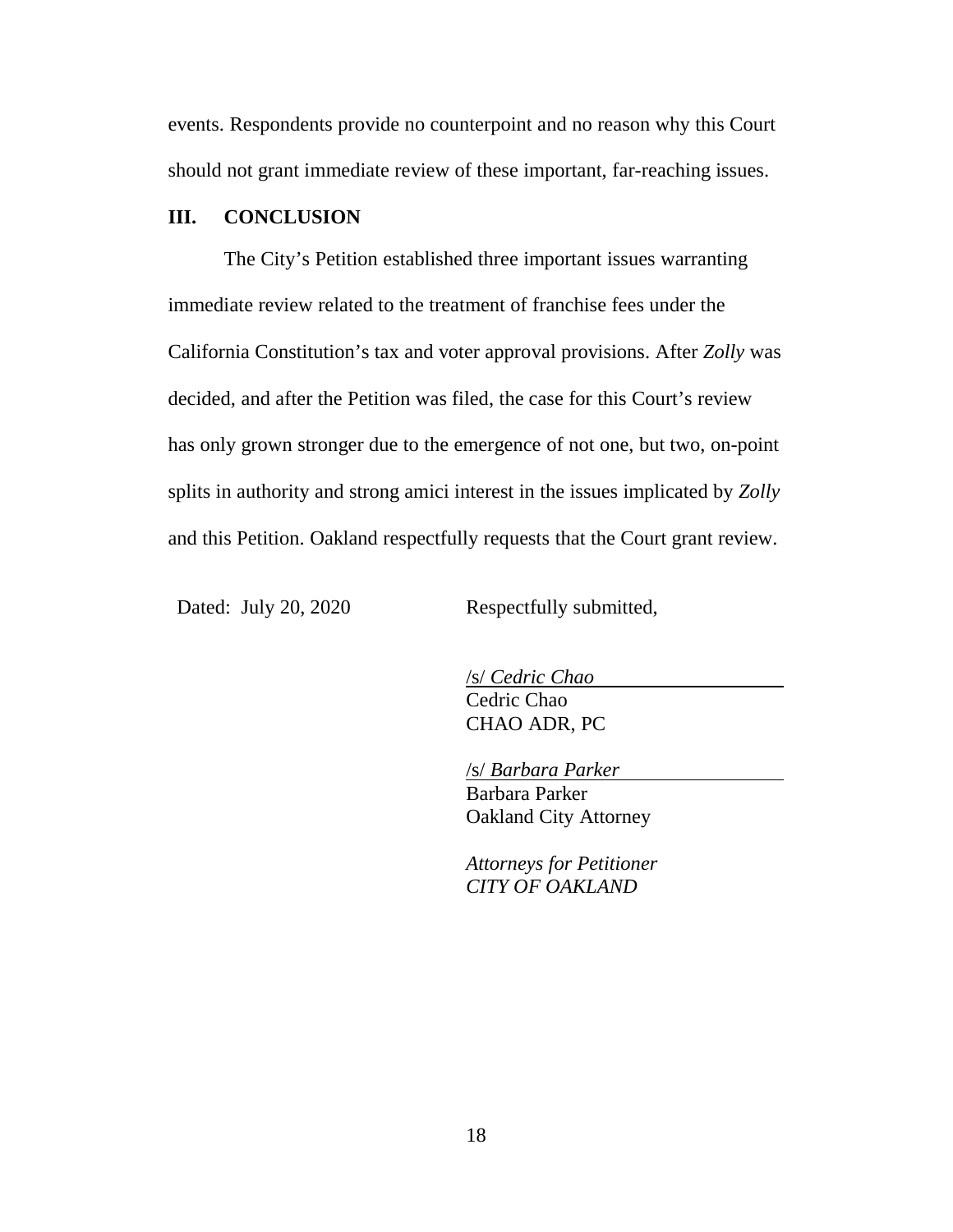events. Respondents provide no counterpoint and no reason why this Court should not grant immediate review of these important, far-reaching issues.

## III. CONCLUSION

The City's Petition established three important issues warranting immediate review related to the treatment of franchise fees under the California Constitution's tax and voter approval provisions. After *Zolly* was decided, and after the Petition was filed, the case for this Court's review has only grown stronger due to the emergence of not one, but two, on-point splits in authority and strong amici interest in the issues implicated by *Zolly* and this Petition. Oakland respectfully requests that the Court grant review.

Dated: July 20, 2020

Respectfully submitted,

/s/ *Cedric Chao*
Cedric Chao
CHAO ADR, PC

/s/ *Barbara Parker*
Barbara Parker
Oakland City Attorney

*Attorneys for Petitioner*
*CITY OF OAKLAND*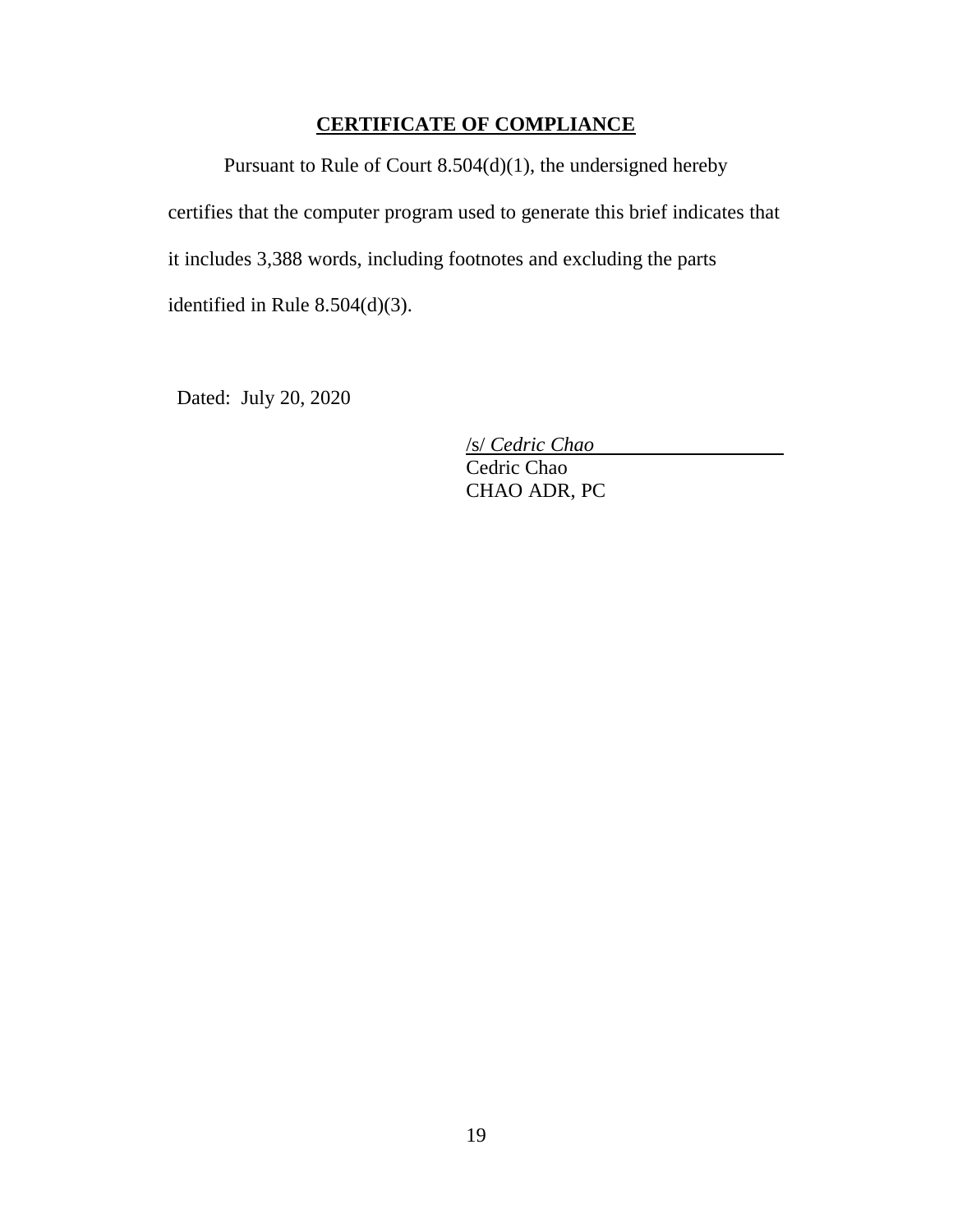# CERTIFICATE OF COMPLIANCE

Pursuant to Rule of Court 8.504(d)(1), the undersigned hereby certifies that the computer program used to generate this brief indicates that it includes 3,388 words, including footnotes and excluding the parts identified in Rule 8.504(d)(3).

Dated: July 20, 2020

/s/ *Cedric Chao*
Cedric Chao
CHAO ADR, PC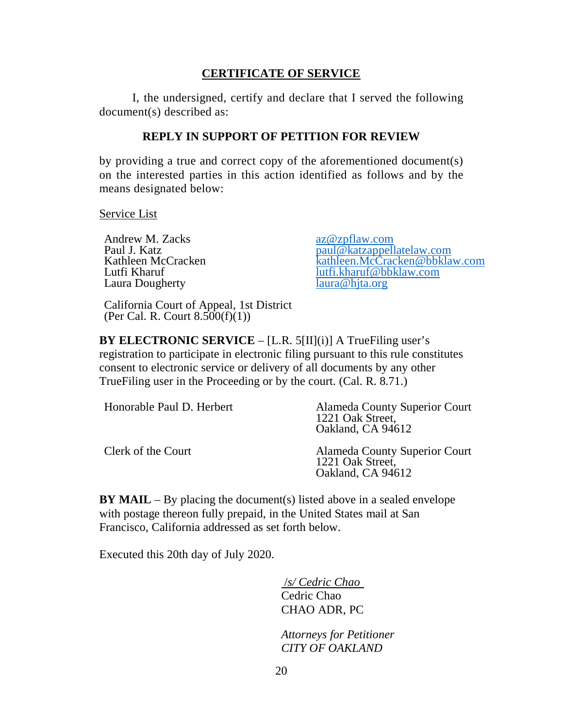## CERTIFICATE OF SERVICE

I, the undersigned, certify and declare that I served the following document(s) described as:

**REPLY IN SUPPORT OF PETITION FOR REVIEW**

by providing a true and correct copy of the aforementioned document(s) on the interested parties in this action identified as follows and by the means designated below:

Service List

| | |
|---|---|
| Andrew M. Zacks | az@zpflaw.com |
| Paul J. Katz | paul@katzappellatelaw.com |
| Kathleen McCracken | kathleen.McCracken@bbklaw.com |
| Lutfi Kharuf | lutfi.kharuf@bbklaw.com |
| Laura Dougherty | laura@hjta.org |

California Court of Appeal, 1st District
(Per Cal. R. Court 8.500(f)(1))

**BY ELECTRONIC SERVICE** – [L.R. 5[II](i)] A TrueFiling user's registration to participate in electronic filing pursuant to this rule constitutes consent to electronic service or delivery of all documents by any other TrueFiling user in the Proceeding or by the court. (Cal. R. 8.71.)

| | |
|---|---|
| Honorable Paul D. Herbert | Alameda County Superior Court<br>1221 Oak Street,<br>Oakland, CA 94612 |
| Clerk of the Court | Alameda County Superior Court<br>1221 Oak Street,<br>Oakland, CA 94612 |

**BY MAIL** – By placing the document(s) listed above in a sealed envelope with postage thereon fully prepaid, in the United States mail at San Francisco, California addressed as set forth below.

Executed this 20th day of July 2020.

*/s/ Cedric Chao*
Cedric Chao
CHAO ADR, PC

*Attorneys for Petitioner*
*CITY OF OAKLAND*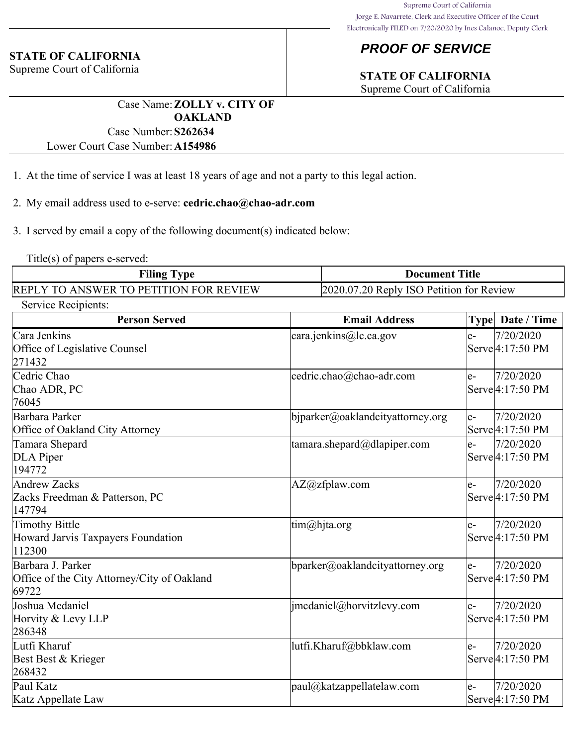Supreme Court of California
Jorge E. Navarrete, Clerk and Executive Officer of the Court
Electronically FILED on 7/20/2020 by Ines Calanoc, Deputy Clerk

**STATE OF CALIFORNIA**
Supreme Court of California

## *PROOF OF SERVICE*

**STATE OF CALIFORNIA**
Supreme Court of California

Case Name: **ZOLLY v. CITY OF OAKLAND**
Case Number: **S262634**
Lower Court Case Number: **A154986**

1. At the time of service I was at least 18 years of age and not a party to this legal action.

2. My email address used to e-serve: **cedric.chao@chao-adr.com**

3. I served by email a copy of the following document(s) indicated below:

Title(s) of papers e-served:

| Filing Type | Document Title |
|---|---|
| REPLY TO ANSWER TO PETITION FOR REVIEW | 2020.07.20 Reply ISO Petition for Review |

Service Recipients:

| Person Served | Email Address | Type | Date / Time |
|---|---|---|---|
| Cara Jenkins<br>Office of Legislative Counsel<br>271432 | cara.jenkins@lc.ca.gov | e-Serve | 7/20/2020 4:17:50 PM |
| Cedric Chao<br>Chao ADR, PC<br>76045 | cedric.chao@chao-adr.com | e-Serve | 7/20/2020 4:17:50 PM |
| Barbara Parker<br>Office of Oakland City Attorney | bjparker@oaklandcityattorney.org | e-Serve | 7/20/2020 4:17:50 PM |
| Tamara Shepard<br>DLA Piper<br>194772 | tamara.shepard@dlapiper.com | e-Serve | 7/20/2020 4:17:50 PM |
| Andrew Zacks<br>Zacks Freedman & Patterson, PC<br>147794 | AZ@zfplaw.com | e-Serve | 7/20/2020 4:17:50 PM |
| Timothy Bittle<br>Howard Jarvis Taxpayers Foundation<br>112300 | tim@hjta.org | e-Serve | 7/20/2020 4:17:50 PM |
| Barbara J. Parker<br>Office of the City Attorney/City of Oakland<br>69722 | bparker@oaklandcityattorney.org | e-Serve | 7/20/2020 4:17:50 PM |
| Joshua Mcdaniel<br>Horvity & Levy LLP<br>286348 | jmcdaniel@horvitzlevy.com | e-Serve | 7/20/2020 4:17:50 PM |
| Lutfi Kharuf<br>Best Best & Krieger<br>268432 | lutfi.Kharuf@bbklaw.com | e-Serve | 7/20/2020 4:17:50 PM |
| Paul Katz<br>Katz Appellate Law | paul@katzappellatelaw.com | e-Serve | 7/20/2020 4:17:50 PM |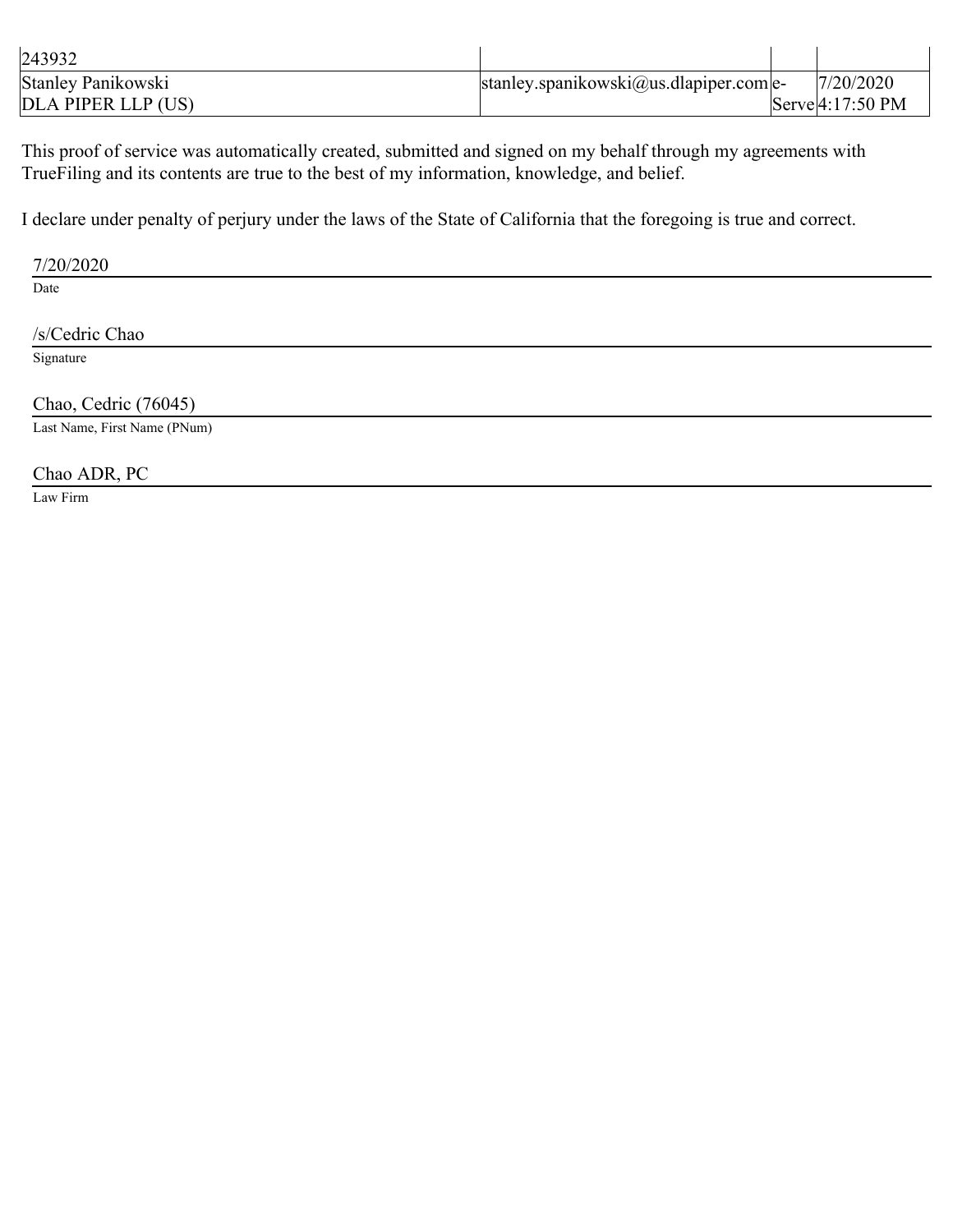| | | | |
|---|---|---|---|
| 243932 | | | |
| Stanley Panikowski<br>DLA PIPER LLP (US) | stanley.spanikowski@us.dlapiper.com | e-Serve | 7/20/2020<br>4:17:50 PM |

This proof of service was automatically created, submitted and signed on my behalf through my agreements with TrueFiling and its contents are true to the best of my information, knowledge, and belief.

I declare under penalty of perjury under the laws of the State of California that the foregoing is true and correct.

7/20/2020

Date

/s/Cedric Chao

Signature

Chao, Cedric (76045)

Last Name, First Name (PNum)

Chao ADR, PC

Law Firm